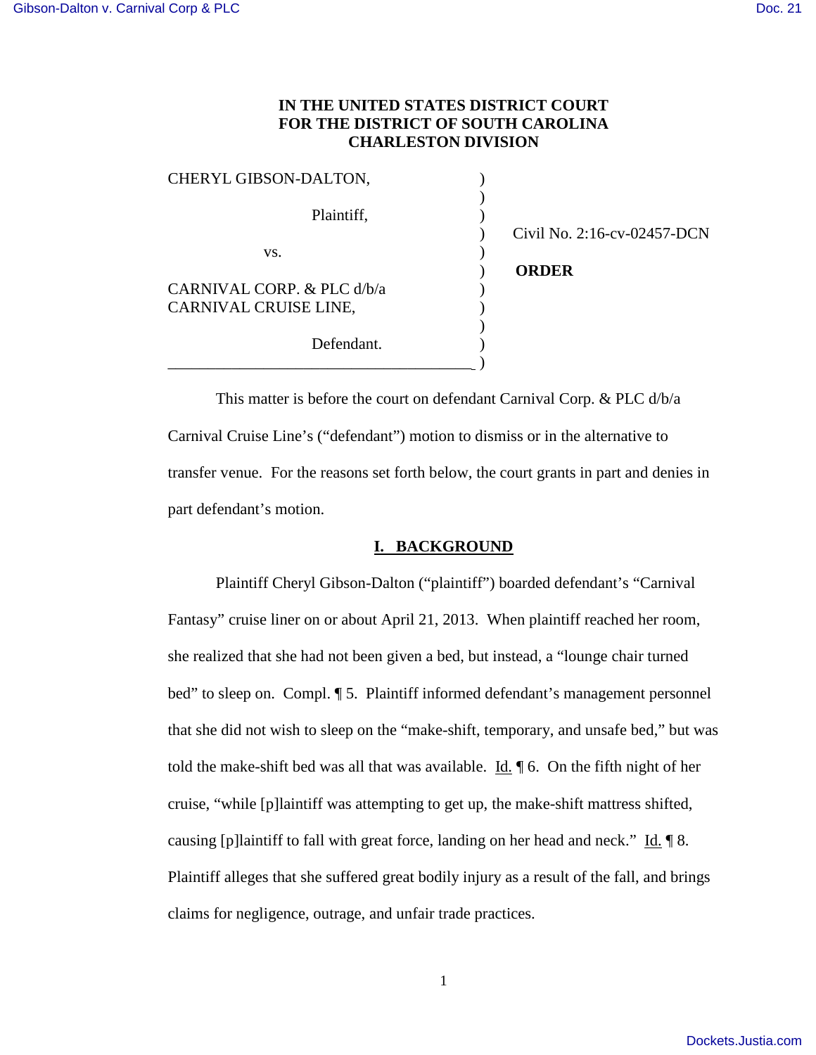# IN THE UNITED STATES DISTRICT COURT FOR THE DISTRICT OF SOUTH CAROLINA CHARLESTON DIVISION

CHERYL GIBSON-DALTON,

Plaintiff,

vs.

CARNIVAL CORP. & PLC d/b/a CARNIVAL CRUISE LINE,

Defendant.

Civil No. 2:16-cv-02457-DCN

**ORDER**

This matter is before the court on defendant Carnival Corp. & PLC d/b/a Carnival Cruise Line's ("defendant") motion to dismiss or in the alternative to transfer venue. For the reasons set forth below, the court grants in part and denies in part defendant's motion.

## I. BACKGROUND

Plaintiff Cheryl Gibson-Dalton ("plaintiff") boarded defendant's "Carnival Fantasy" cruise liner on or about April 21, 2013. When plaintiff reached her room, she realized that she had not been given a bed, but instead, a "lounge chair turned bed" to sleep on. Compl. ¶ 5. Plaintiff informed defendant's management personnel that she did not wish to sleep on the "make-shift, temporary, and unsafe bed," but was told the make-shift bed was all that was available. Id. ¶ 6. On the fifth night of her cruise, "while [p]laintiff was attempting to get up, the make-shift mattress shifted, causing [p]laintiff to fall with great force, landing on her head and neck." Id. ¶ 8. Plaintiff alleges that she suffered great bodily injury as a result of the fall, and brings claims for negligence, outrage, and unfair trade practices.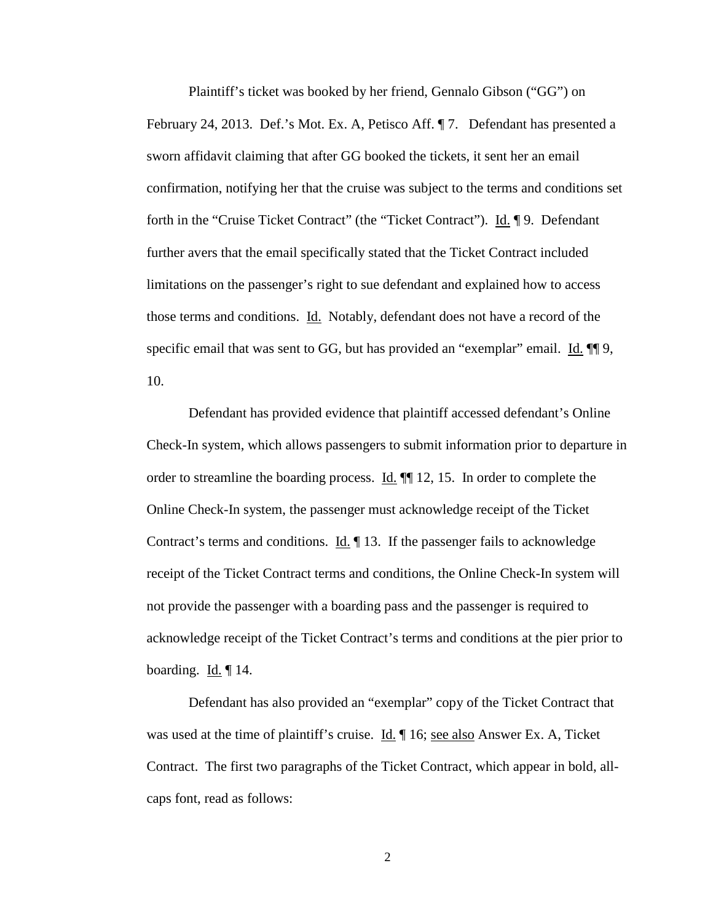Plaintiff's ticket was booked by her friend, Gennalo Gibson ("GG") on February 24, 2013. Def.'s Mot. Ex. A, Petisco Aff. ¶ 7. Defendant has presented a sworn affidavit claiming that after GG booked the tickets, it sent her an email confirmation, notifying her that the cruise was subject to the terms and conditions set forth in the "Cruise Ticket Contract" (the "Ticket Contract"). Id. ¶ 9. Defendant further avers that the email specifically stated that the Ticket Contract included limitations on the passenger's right to sue defendant and explained how to access those terms and conditions. Id. Notably, defendant does not have a record of the specific email that was sent to GG, but has provided an "exemplar" email. Id. ¶¶ 9, 10.

Defendant has provided evidence that plaintiff accessed defendant's Online Check-In system, which allows passengers to submit information prior to departure in order to streamline the boarding process. Id. ¶¶ 12, 15. In order to complete the Online Check-In system, the passenger must acknowledge receipt of the Ticket Contract's terms and conditions. Id. ¶ 13. If the passenger fails to acknowledge receipt of the Ticket Contract terms and conditions, the Online Check-In system will not provide the passenger with a boarding pass and the passenger is required to acknowledge receipt of the Ticket Contract's terms and conditions at the pier prior to boarding. Id. ¶ 14.

Defendant has also provided an "exemplar" copy of the Ticket Contract that was used at the time of plaintiff's cruise. Id. ¶ 16; see also Answer Ex. A, Ticket Contract. The first two paragraphs of the Ticket Contract, which appear in bold, all-caps font, read as follows: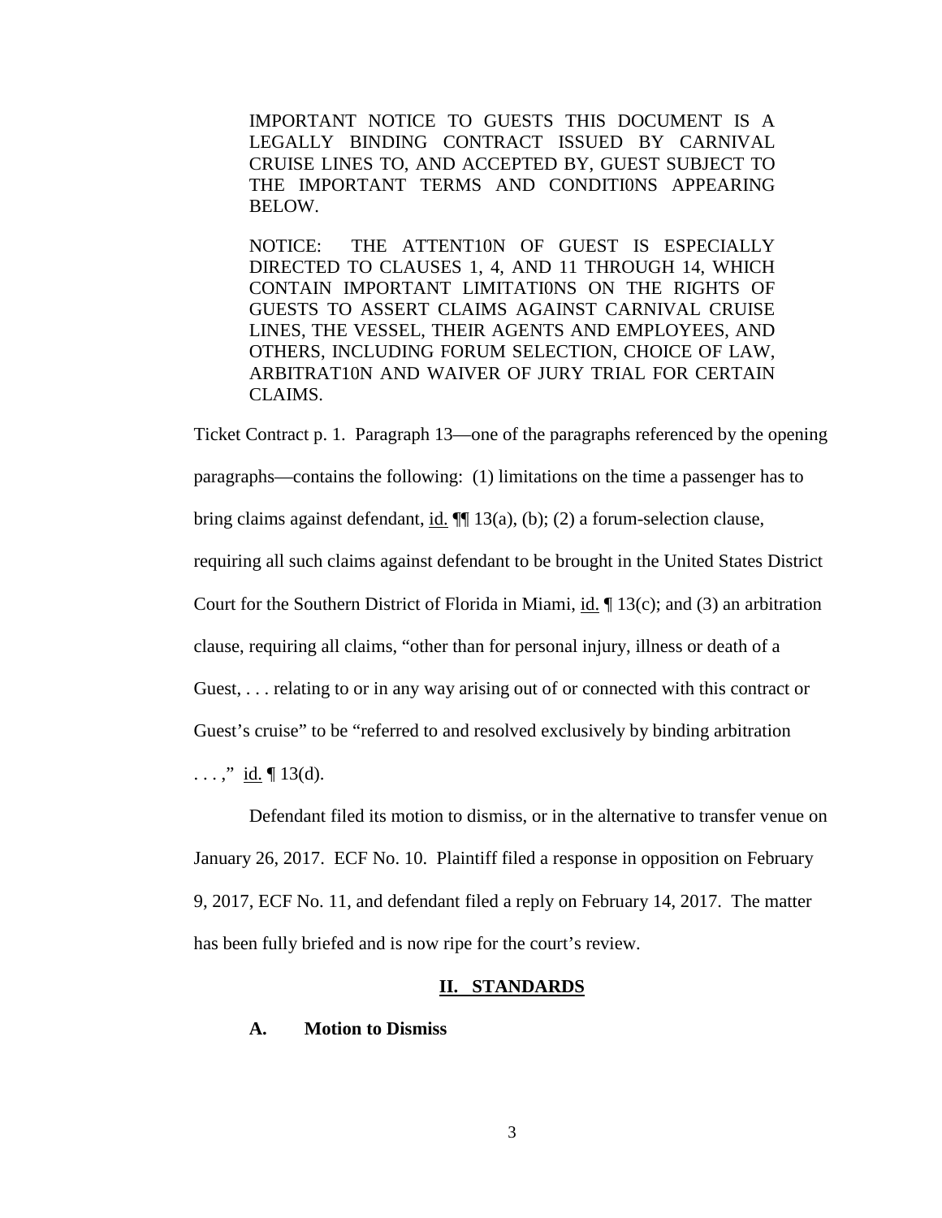> IMPORTANT NOTICE TO GUESTS THIS DOCUMENT IS A LEGALLY BINDING CONTRACT ISSUED BY CARNIVAL CRUISE LINES TO, AND ACCEPTED BY, GUEST SUBJECT TO THE IMPORTANT TERMS AND CONDITI0NS APPEARING BELOW.
>
> NOTICE: THE ATTENT10N OF GUEST IS ESPECIALLY DIRECTED TO CLAUSES 1, 4, AND 11 THROUGH 14, WHICH CONTAIN IMPORTANT LIMITATI0NS ON THE RIGHTS OF GUESTS TO ASSERT CLAIMS AGAINST CARNIVAL CRUISE LINES, THE VESSEL, THEIR AGENTS AND EMPLOYEES, AND OTHERS, INCLUDING FORUM SELECTION, CHOICE OF LAW, ARBITRAT10N AND WAIVER OF JURY TRIAL FOR CERTAIN CLAIMS.

Ticket Contract p. 1. Paragraph 13—one of the paragraphs referenced by the opening paragraphs—contains the following: (1) limitations on the time a passenger has to bring claims against defendant, id. ¶¶ 13(a), (b); (2) a forum-selection clause, requiring all such claims against defendant to be brought in the United States District Court for the Southern District of Florida in Miami, id. ¶ 13(c); and (3) an arbitration clause, requiring all claims, "other than for personal injury, illness or death of a Guest, . . . relating to or in any way arising out of or connected with this contract or Guest's cruise" to be "referred to and resolved exclusively by binding arbitration . . . ," id. ¶ 13(d).

Defendant filed its motion to dismiss, or in the alternative to transfer venue on January 26, 2017. ECF No. 10. Plaintiff filed a response in opposition on February 9, 2017, ECF No. 11, and defendant filed a reply on February 14, 2017. The matter has been fully briefed and is now ripe for the court's review.

## II. STANDARDS

### A. Motion to Dismiss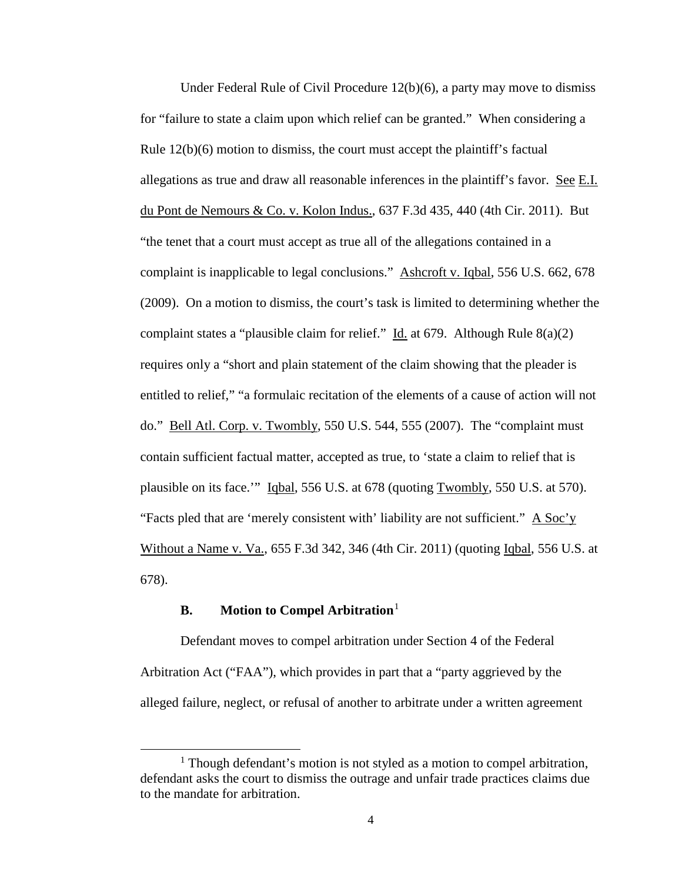Under Federal Rule of Civil Procedure 12(b)(6), a party may move to dismiss for "failure to state a claim upon which relief can be granted." When considering a Rule 12(b)(6) motion to dismiss, the court must accept the plaintiff's factual allegations as true and draw all reasonable inferences in the plaintiff's favor. See E.I. du Pont de Nemours & Co. v. Kolon Indus., 637 F.3d 435, 440 (4th Cir. 2011). But "the tenet that a court must accept as true all of the allegations contained in a complaint is inapplicable to legal conclusions." Ashcroft v. Iqbal, 556 U.S. 662, 678 (2009). On a motion to dismiss, the court's task is limited to determining whether the complaint states a "plausible claim for relief." Id. at 679. Although Rule 8(a)(2) requires only a "short and plain statement of the claim showing that the pleader is entitled to relief," "a formulaic recitation of the elements of a cause of action will not do." Bell Atl. Corp. v. Twombly, 550 U.S. 544, 555 (2007). The "complaint must contain sufficient factual matter, accepted as true, to 'state a claim to relief that is plausible on its face.'" Iqbal, 556 U.S. at 678 (quoting Twombly, 550 U.S. at 570). "Facts pled that are 'merely consistent with' liability are not sufficient." A Soc'y Without a Name v. Va., 655 F.3d 342, 346 (4th Cir. 2011) (quoting Iqbal, 556 U.S. at 678).

### B. Motion to Compel Arbitration[1]

Defendant moves to compel arbitration under Section 4 of the Federal Arbitration Act ("FAA"), which provides in part that a "party aggrieved by the alleged failure, neglect, or refusal of another to arbitrate under a written agreement

[1] Though defendant's motion is not styled as a motion to compel arbitration, defendant asks the court to dismiss the outrage and unfair trade practices claims due to the mandate for arbitration.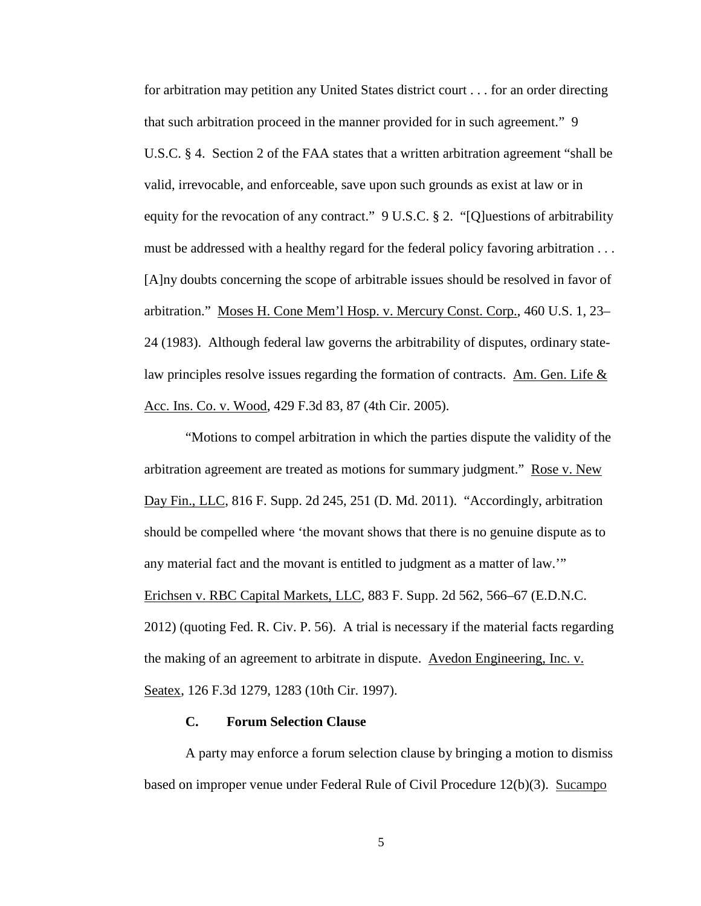for arbitration may petition any United States district court . . . for an order directing that such arbitration proceed in the manner provided for in such agreement." 9 U.S.C. § 4. Section 2 of the FAA states that a written arbitration agreement "shall be valid, irrevocable, and enforceable, save upon such grounds as exist at law or in equity for the revocation of any contract." 9 U.S.C. § 2. "[Q]uestions of arbitrability must be addressed with a healthy regard for the federal policy favoring arbitration . . . [A]ny doubts concerning the scope of arbitrable issues should be resolved in favor of arbitration." Moses H. Cone Mem'l Hosp. v. Mercury Const. Corp., 460 U.S. 1, 23–24 (1983). Although federal law governs the arbitrability of disputes, ordinary state-law principles resolve issues regarding the formation of contracts. Am. Gen. Life & Acc. Ins. Co. v. Wood, 429 F.3d 83, 87 (4th Cir. 2005).

"Motions to compel arbitration in which the parties dispute the validity of the arbitration agreement are treated as motions for summary judgment." Rose v. New Day Fin., LLC, 816 F. Supp. 2d 245, 251 (D. Md. 2011). "Accordingly, arbitration should be compelled where 'the movant shows that there is no genuine dispute as to any material fact and the movant is entitled to judgment as a matter of law.'" Erichsen v. RBC Capital Markets, LLC, 883 F. Supp. 2d 562, 566–67 (E.D.N.C. 2012) (quoting Fed. R. Civ. P. 56). A trial is necessary if the material facts regarding the making of an agreement to arbitrate in dispute. Avedon Engineering, Inc. v. Seatex, 126 F.3d 1279, 1283 (10th Cir. 1997).

### C. Forum Selection Clause

A party may enforce a forum selection clause by bringing a motion to dismiss based on improper venue under Federal Rule of Civil Procedure 12(b)(3). Sucampo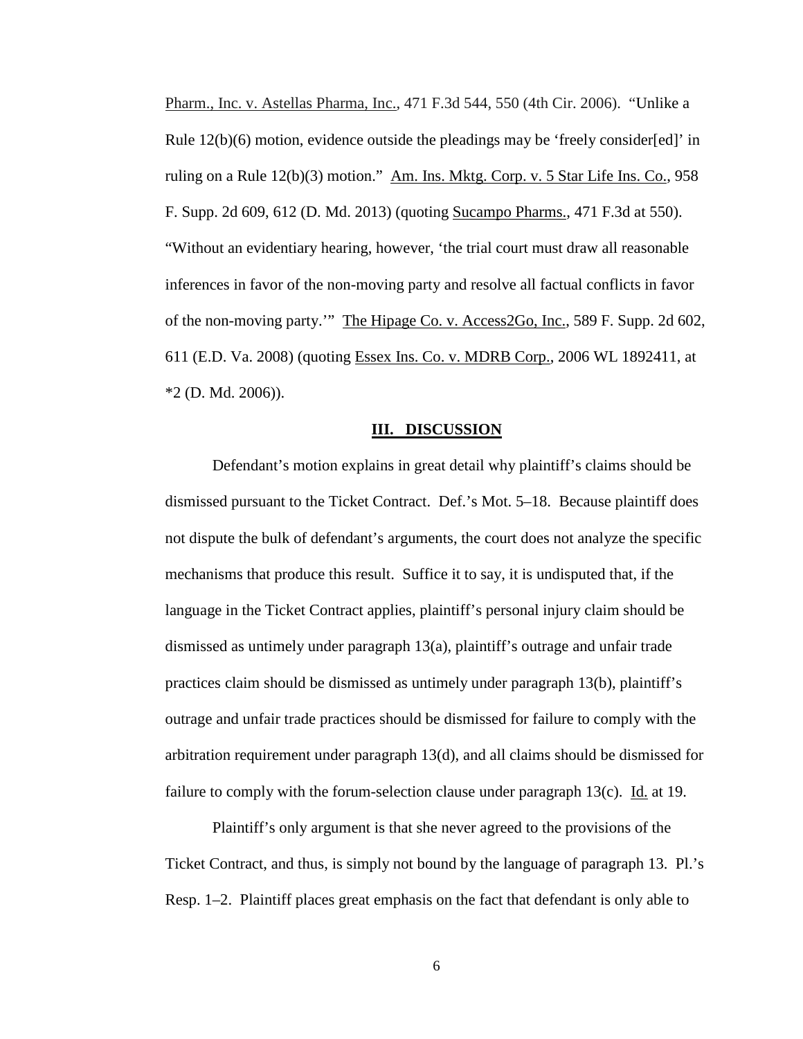Pharm., Inc. v. Astellas Pharma, Inc., 471 F.3d 544, 550 (4th Cir. 2006). "Unlike a Rule 12(b)(6) motion, evidence outside the pleadings may be 'freely consider[ed]' in ruling on a Rule 12(b)(3) motion." Am. Ins. Mktg. Corp. v. 5 Star Life Ins. Co., 958 F. Supp. 2d 609, 612 (D. Md. 2013) (quoting Sucampo Pharms., 471 F.3d at 550). "Without an evidentiary hearing, however, 'the trial court must draw all reasonable inferences in favor of the non-moving party and resolve all factual conflicts in favor of the non-moving party.'" The Hipage Co. v. Access2Go, Inc., 589 F. Supp. 2d 602, 611 (E.D. Va. 2008) (quoting Essex Ins. Co. v. MDRB Corp., 2006 WL 1892411, at *2 (D. Md. 2006)).

## III. DISCUSSION

Defendant's motion explains in great detail why plaintiff's claims should be dismissed pursuant to the Ticket Contract. Def.'s Mot. 5–18. Because plaintiff does not dispute the bulk of defendant's arguments, the court does not analyze the specific mechanisms that produce this result. Suffice it to say, it is undisputed that, if the language in the Ticket Contract applies, plaintiff's personal injury claim should be dismissed as untimely under paragraph 13(a), plaintiff's outrage and unfair trade practices claim should be dismissed as untimely under paragraph 13(b), plaintiff's outrage and unfair trade practices should be dismissed for failure to comply with the arbitration requirement under paragraph 13(d), and all claims should be dismissed for failure to comply with the forum-selection clause under paragraph 13(c). Id. at 19.

Plaintiff's only argument is that she never agreed to the provisions of the Ticket Contract, and thus, is simply not bound by the language of paragraph 13. Pl.'s Resp. 1–2. Plaintiff places great emphasis on the fact that defendant is only able to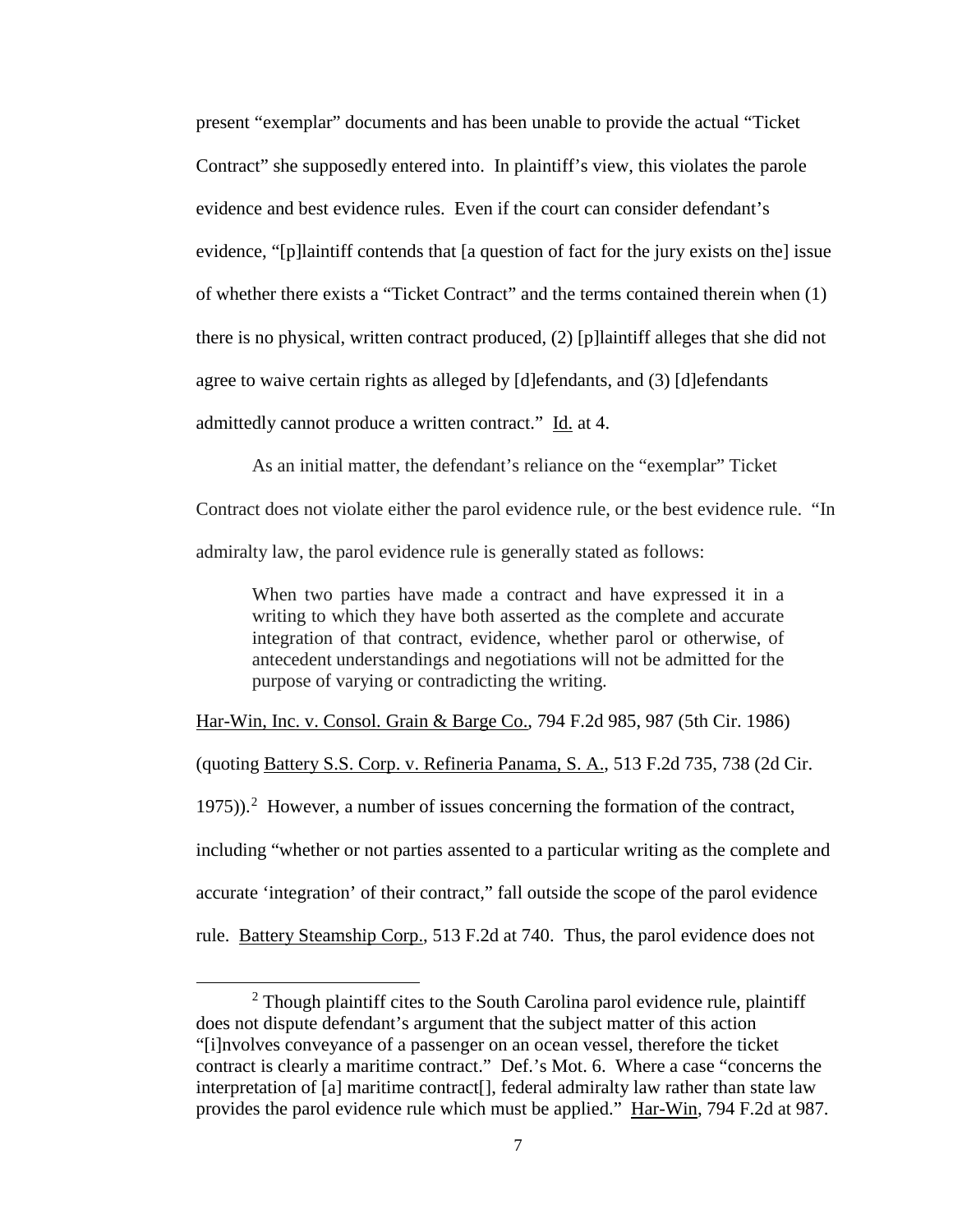present "exemplar" documents and has been unable to provide the actual "Ticket Contract" she supposedly entered into. In plaintiff's view, this violates the parole evidence and best evidence rules. Even if the court can consider defendant's evidence, "[p]laintiff contends that [a question of fact for the jury exists on the] issue of whether there exists a "Ticket Contract" and the terms contained therein when (1) there is no physical, written contract produced, (2) [p]laintiff alleges that she did not agree to waive certain rights as alleged by [d]efendants, and (3) [d]efendants admittedly cannot produce a written contract." Id. at 4.

As an initial matter, the defendant's reliance on the "exemplar" Ticket Contract does not violate either the parol evidence rule, or the best evidence rule. "In admiralty law, the parol evidence rule is generally stated as follows:

> When two parties have made a contract and have expressed it in a writing to which they have both asserted as the complete and accurate integration of that contract, evidence, whether parol or otherwise, of antecedent understandings and negotiations will not be admitted for the purpose of varying or contradicting the writing.

Har-Win, Inc. v. Consol. Grain & Barge Co., 794 F.2d 985, 987 (5th Cir. 1986) (quoting Battery S.S. Corp. v. Refineria Panama, S. A., 513 F.2d 735, 738 (2d Cir. 1975)).[2] However, a number of issues concerning the formation of the contract, including "whether or not parties assented to a particular writing as the complete and accurate 'integration' of their contract," fall outside the scope of the parol evidence rule. Battery Steamship Corp., 513 F.2d at 740. Thus, the parol evidence does not

[2] Though plaintiff cites to the South Carolina parol evidence rule, plaintiff does not dispute defendant's argument that the subject matter of this action "[i]nvolves conveyance of a passenger on an ocean vessel, therefore the ticket contract is clearly a maritime contract." Def.'s Mot. 6. Where a case "concerns the interpretation of [a] maritime contract[], federal admiralty law rather than state law provides the parol evidence rule which must be applied." Har-Win, 794 F.2d at 987.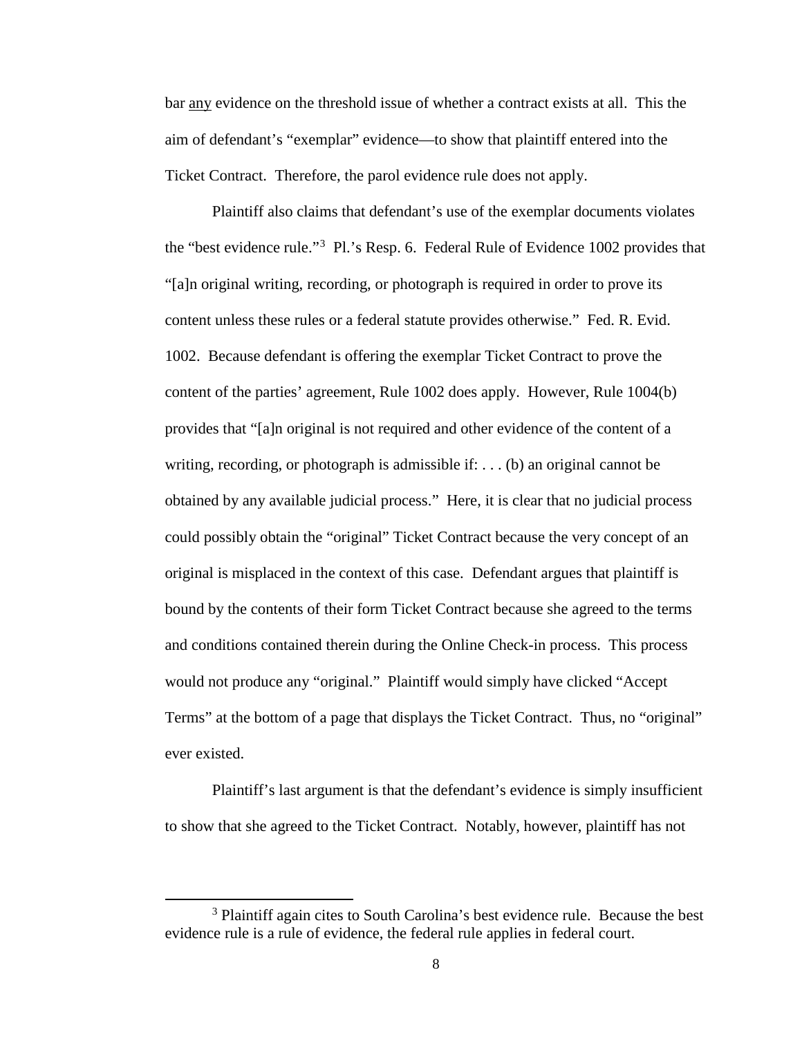bar <u>any</u> evidence on the threshold issue of whether a contract exists at all. This the aim of defendant's "exemplar" evidence—to show that plaintiff entered into the Ticket Contract. Therefore, the parol evidence rule does not apply.

Plaintiff also claims that defendant's use of the exemplar documents violates the "best evidence rule."[3] Pl.'s Resp. 6. Federal Rule of Evidence 1002 provides that "[a]n original writing, recording, or photograph is required in order to prove its content unless these rules or a federal statute provides otherwise." Fed. R. Evid. 1002. Because defendant is offering the exemplar Ticket Contract to prove the content of the parties' agreement, Rule 1002 does apply. However, Rule 1004(b) provides that "[a]n original is not required and other evidence of the content of a writing, recording, or photograph is admissible if: . . . (b) an original cannot be obtained by any available judicial process." Here, it is clear that no judicial process could possibly obtain the "original" Ticket Contract because the very concept of an original is misplaced in the context of this case. Defendant argues that plaintiff is bound by the contents of their form Ticket Contract because she agreed to the terms and conditions contained therein during the Online Check-in process. This process would not produce any "original." Plaintiff would simply have clicked "Accept Terms" at the bottom of a page that displays the Ticket Contract. Thus, no "original" ever existed.

Plaintiff's last argument is that the defendant's evidence is simply insufficient to show that she agreed to the Ticket Contract. Notably, however, plaintiff has not

---

[3] Plaintiff again cites to South Carolina's best evidence rule. Because the best evidence rule is a rule of evidence, the federal rule applies in federal court.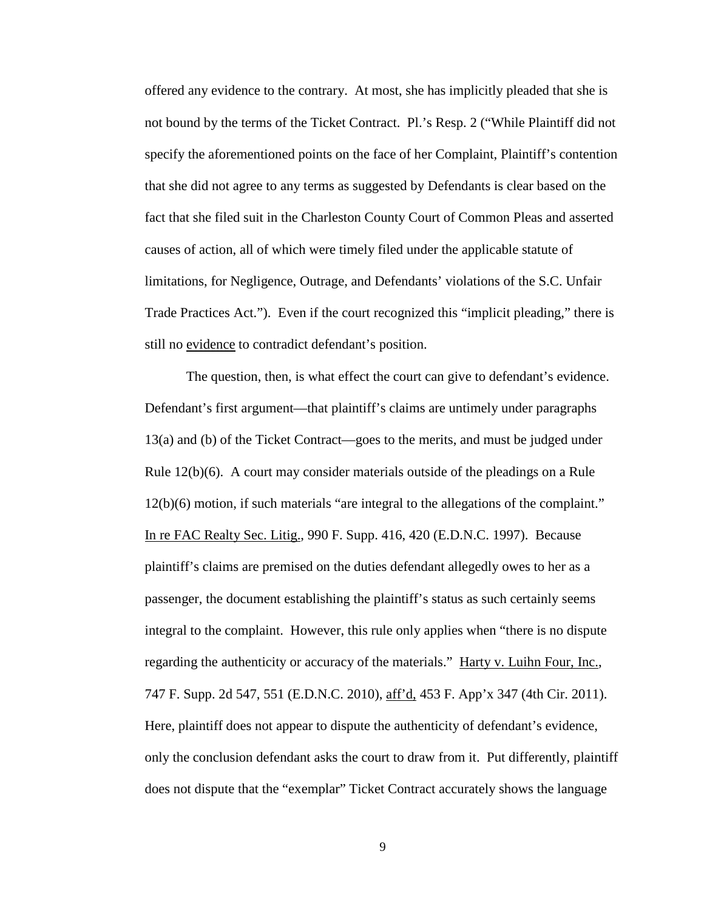offered any evidence to the contrary. At most, she has implicitly pleaded that she is not bound by the terms of the Ticket Contract. Pl.'s Resp. 2 ("While Plaintiff did not specify the aforementioned points on the face of her Complaint, Plaintiff's contention that she did not agree to any terms as suggested by Defendants is clear based on the fact that she filed suit in the Charleston County Court of Common Pleas and asserted causes of action, all of which were timely filed under the applicable statute of limitations, for Negligence, Outrage, and Defendants' violations of the S.C. Unfair Trade Practices Act."). Even if the court recognized this "implicit pleading," there is still no evidence to contradict defendant's position.

The question, then, is what effect the court can give to defendant's evidence. Defendant's first argument—that plaintiff's claims are untimely under paragraphs 13(a) and (b) of the Ticket Contract—goes to the merits, and must be judged under Rule 12(b)(6). A court may consider materials outside of the pleadings on a Rule 12(b)(6) motion, if such materials "are integral to the allegations of the complaint." In re FAC Realty Sec. Litig., 990 F. Supp. 416, 420 (E.D.N.C. 1997). Because plaintiff's claims are premised on the duties defendant allegedly owes to her as a passenger, the document establishing the plaintiff's status as such certainly seems integral to the complaint. However, this rule only applies when "there is no dispute regarding the authenticity or accuracy of the materials." Harty v. Luihn Four, Inc., 747 F. Supp. 2d 547, 551 (E.D.N.C. 2010), aff'd, 453 F. App'x 347 (4th Cir. 2011). Here, plaintiff does not appear to dispute the authenticity of defendant's evidence, only the conclusion defendant asks the court to draw from it. Put differently, plaintiff does not dispute that the "exemplar" Ticket Contract accurately shows the language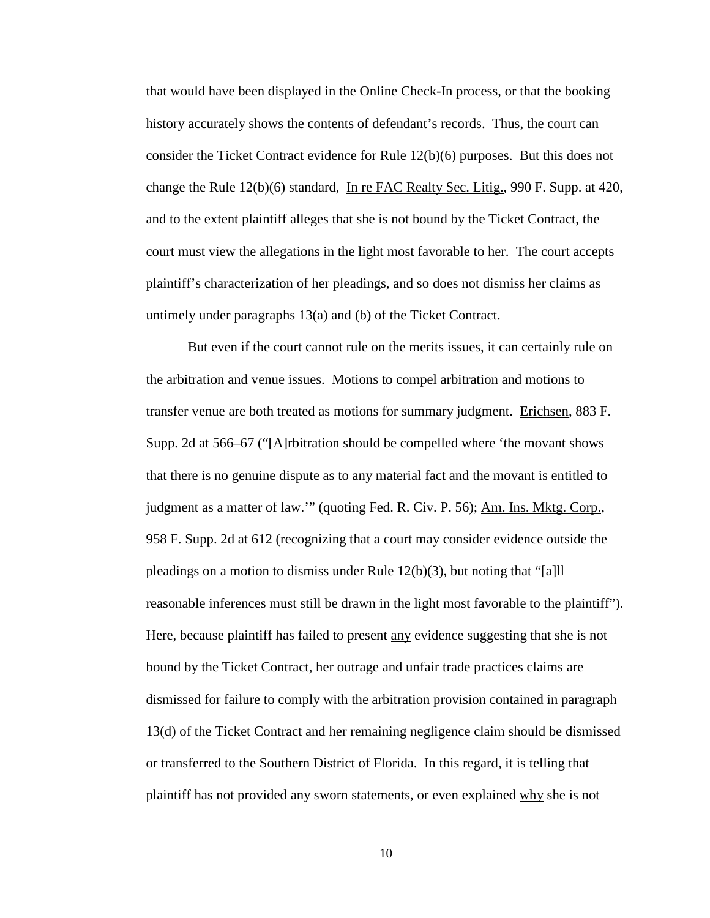that would have been displayed in the Online Check-In process, or that the booking history accurately shows the contents of defendant's records. Thus, the court can consider the Ticket Contract evidence for Rule 12(b)(6) purposes. But this does not change the Rule 12(b)(6) standard, In re FAC Realty Sec. Litig., 990 F. Supp. at 420, and to the extent plaintiff alleges that she is not bound by the Ticket Contract, the court must view the allegations in the light most favorable to her. The court accepts plaintiff's characterization of her pleadings, and so does not dismiss her claims as untimely under paragraphs 13(a) and (b) of the Ticket Contract.

But even if the court cannot rule on the merits issues, it can certainly rule on the arbitration and venue issues. Motions to compel arbitration and motions to transfer venue are both treated as motions for summary judgment. Erichsen, 883 F. Supp. 2d at 566–67 ("[A]rbitration should be compelled where 'the movant shows that there is no genuine dispute as to any material fact and the movant is entitled to judgment as a matter of law.'" (quoting Fed. R. Civ. P. 56); Am. Ins. Mktg. Corp., 958 F. Supp. 2d at 612 (recognizing that a court may consider evidence outside the pleadings on a motion to dismiss under Rule 12(b)(3), but noting that "[a]ll reasonable inferences must still be drawn in the light most favorable to the plaintiff"). Here, because plaintiff has failed to present any evidence suggesting that she is not bound by the Ticket Contract, her outrage and unfair trade practices claims are dismissed for failure to comply with the arbitration provision contained in paragraph 13(d) of the Ticket Contract and her remaining negligence claim should be dismissed or transferred to the Southern District of Florida. In this regard, it is telling that plaintiff has not provided any sworn statements, or even explained why she is not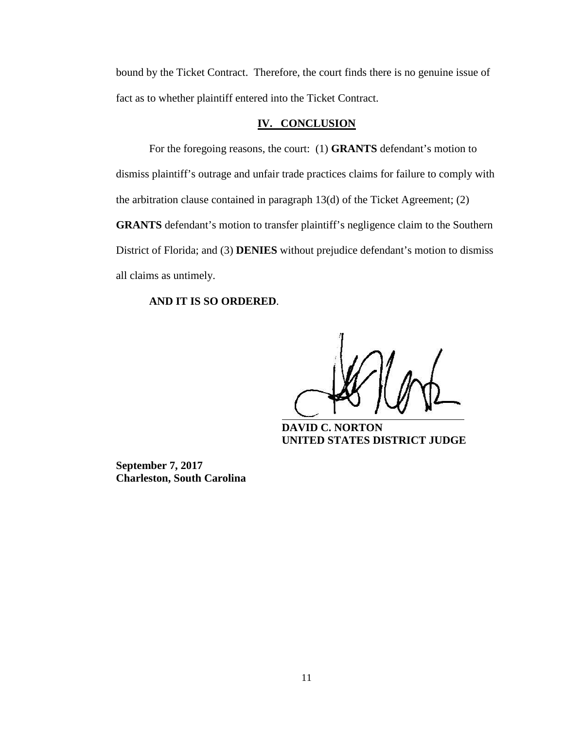bound by the Ticket Contract. Therefore, the court finds there is no genuine issue of fact as to whether plaintiff entered into the Ticket Contract.

## IV. CONCLUSION

For the foregoing reasons, the court: (1) **GRANTS** defendant's motion to dismiss plaintiff's outrage and unfair trade practices claims for failure to comply with the arbitration clause contained in paragraph 13(d) of the Ticket Agreement; (2) **GRANTS** defendant's motion to transfer plaintiff's negligence claim to the Southern District of Florida; and (3) **DENIES** without prejudice defendant's motion to dismiss all claims as untimely.

**AND IT IS SO ORDERED**.

**DAVID C. NORTON**
**UNITED STATES DISTRICT JUDGE**

**September 7, 2017**
**Charleston, South Carolina**